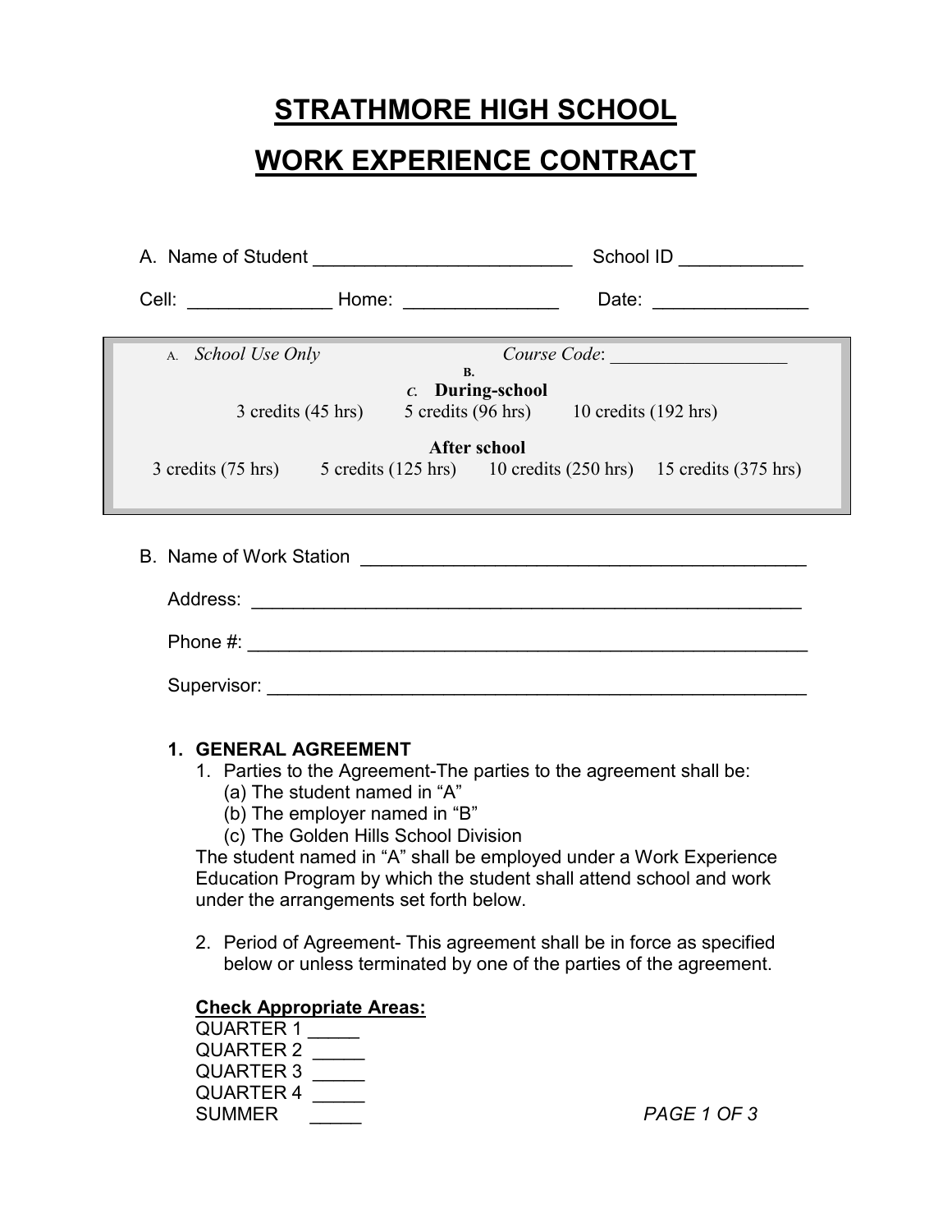# STRATHMORE HIGH SCHOOL

# WORK EXPERIENCE CONTRACT

A. Name of Student ________________________ School ID ___________

Cell: _____________ Home: ______________ Date: ______________

A. *School Use Only* *Course Code*: _________________

B.

*c.* **During-school**

3 credits (45 hrs) 5 credits (96 hrs) 10 credits (192 hrs)

**After school**

3 credits (75 hrs) 5 credits (125 hrs) 10 credits (250 hrs) 15 credits (375 hrs)

B. Name of Work Station ________________________________________

Address: ____________________________________________________

Phone #: ____________________________________________________

Supervisor: __________________________________________________

1. **GENERAL AGREEMENT**
   1. Parties to the Agreement-The parties to the agreement shall be:
      (a) The student named in "A"
      (b) The employer named in "B"
      (c) The Golden Hills School Division

   The student named in "A" shall be employed under a Work Experience Education Program by which the student shall attend school and work under the arrangements set forth below.

   2. Period of Agreement- This agreement shall be in force as specified below or unless terminated by one of the parties of the agreement.

**Check Appropriate Areas:**

QUARTER 1 _____
QUARTER 2 _____
QUARTER 3 _____
QUARTER 4 _____
SUMMER _____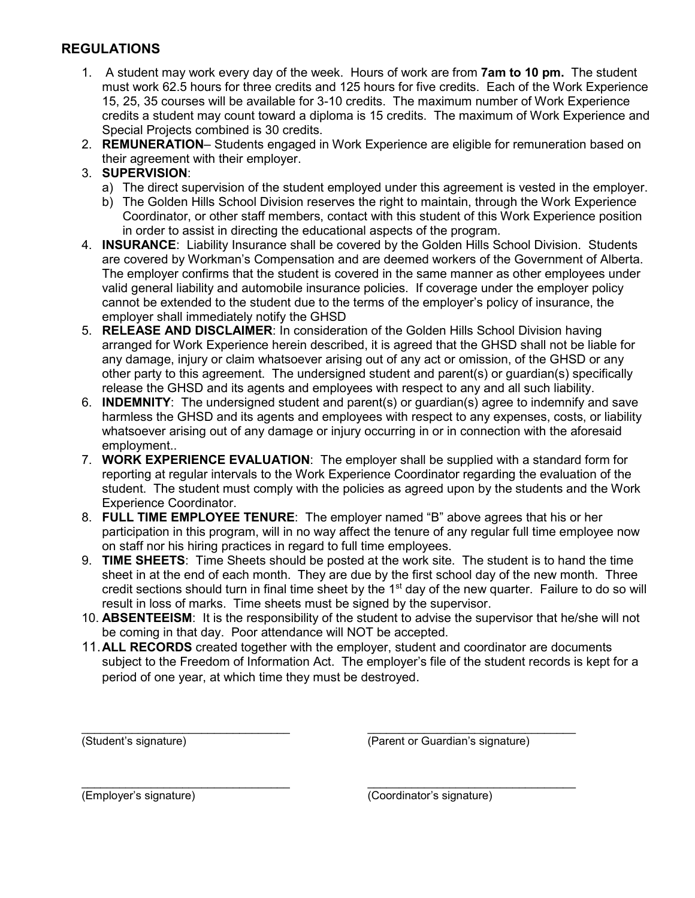## REGULATIONS

1. A student may work every day of the week. Hours of work are from **7am to 10 pm.** The student must work 62.5 hours for three credits and 125 hours for five credits. Each of the Work Experience 15, 25, 35 courses will be available for 3-10 credits. The maximum number of Work Experience credits a student may count toward a diploma is 15 credits. The maximum of Work Experience and Special Projects combined is 30 credits.
2. **REMUNERATION**– Students engaged in Work Experience are eligible for remuneration based on their agreement with their employer.
3. **SUPERVISION**:
   a) The direct supervision of the student employed under this agreement is vested in the employer.
   b) The Golden Hills School Division reserves the right to maintain, through the Work Experience Coordinator, or other staff members, contact with this student of this Work Experience position in order to assist in directing the educational aspects of the program.
4. **INSURANCE**: Liability Insurance shall be covered by the Golden Hills School Division. Students are covered by Workman's Compensation and are deemed workers of the Government of Alberta. The employer confirms that the student is covered in the same manner as other employees under valid general liability and automobile insurance policies. If coverage under the employer policy cannot be extended to the student due to the terms of the employer's policy of insurance, the employer shall immediately notify the GHSD
5. **RELEASE AND DISCLAIMER**: In consideration of the Golden Hills School Division having arranged for Work Experience herein described, it is agreed that the GHSD shall not be liable for any damage, injury or claim whatsoever arising out of any act or omission, of the GHSD or any other party to this agreement. The undersigned student and parent(s) or guardian(s) specifically release the GHSD and its agents and employees with respect to any and all such liability.
6. **INDEMNITY**: The undersigned student and parent(s) or guardian(s) agree to indemnify and save harmless the GHSD and its agents and employees with respect to any expenses, costs, or liability whatsoever arising out of any damage or injury occurring in or in connection with the aforesaid employment..
7. **WORK EXPERIENCE EVALUATION**: The employer shall be supplied with a standard form for reporting at regular intervals to the Work Experience Coordinator regarding the evaluation of the student. The student must comply with the policies as agreed upon by the students and the Work Experience Coordinator.
8. **FULL TIME EMPLOYEE TENURE**: The employer named "B" above agrees that his or her participation in this program, will in no way affect the tenure of any regular full time employee now on staff nor his hiring practices in regard to full time employees.
9. **TIME SHEETS**: Time Sheets should be posted at the work site. The student is to hand the time sheet in at the end of each month. They are due by the first school day of the new month. Three credit sections should turn in final time sheet by the 1st day of the new quarter. Failure to do so will result in loss of marks. Time sheets must be signed by the supervisor.
10. **ABSENTEEISM**: It is the responsibility of the student to advise the supervisor that he/she will not be coming in that day. Poor attendance will NOT be accepted.
11. **ALL RECORDS** created together with the employer, student and coordinator are documents subject to the Freedom of Information Act. The employer's file of the student records is kept for a period of one year, at which time they must be destroyed.

_________________________________ (Student's signature)

_________________________________ (Parent or Guardian's signature)

_________________________________ (Employer's signature)

_________________________________ (Coordinator's signature)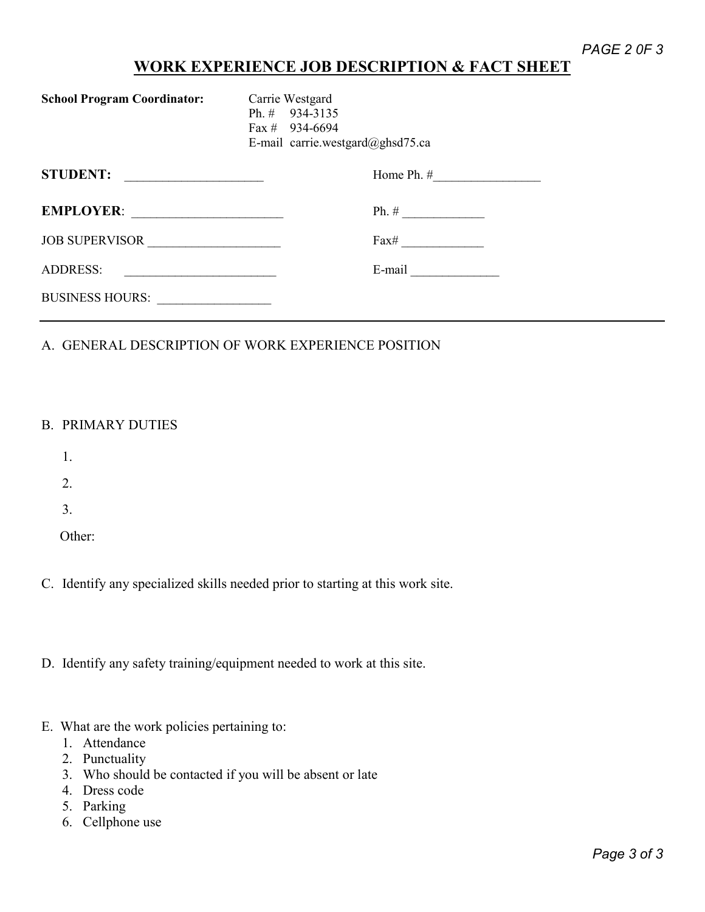# WORK EXPERIENCE JOB DESCRIPTION & FACT SHEET

**School Program Coordinator:** Carrie Westgard
Ph. # 934-3135
Fax # 934-6694
E-mail carrie.westgard@ghsd75.ca

**STUDENT:** ______________________ Home Ph. #_________________

**EMPLOYER**: ________________________ Ph. # _____________

JOB SUPERVISOR _____________________ Fax# _____________

ADDRESS: ________________________ E-mail ______________

BUSINESS HOURS: __________________

---

A. GENERAL DESCRIPTION OF WORK EXPERIENCE POSITION

B. PRIMARY DUTIES

1.

2.

3.

Other:

C. Identify any specialized skills needed prior to starting at this work site.

D. Identify any safety training/equipment needed to work at this site.

E. What are the work policies pertaining to:

1. Attendance
2. Punctuality
3. Who should be contacted if you will be absent or late
4. Dress code
5. Parking
6. Cellphone use